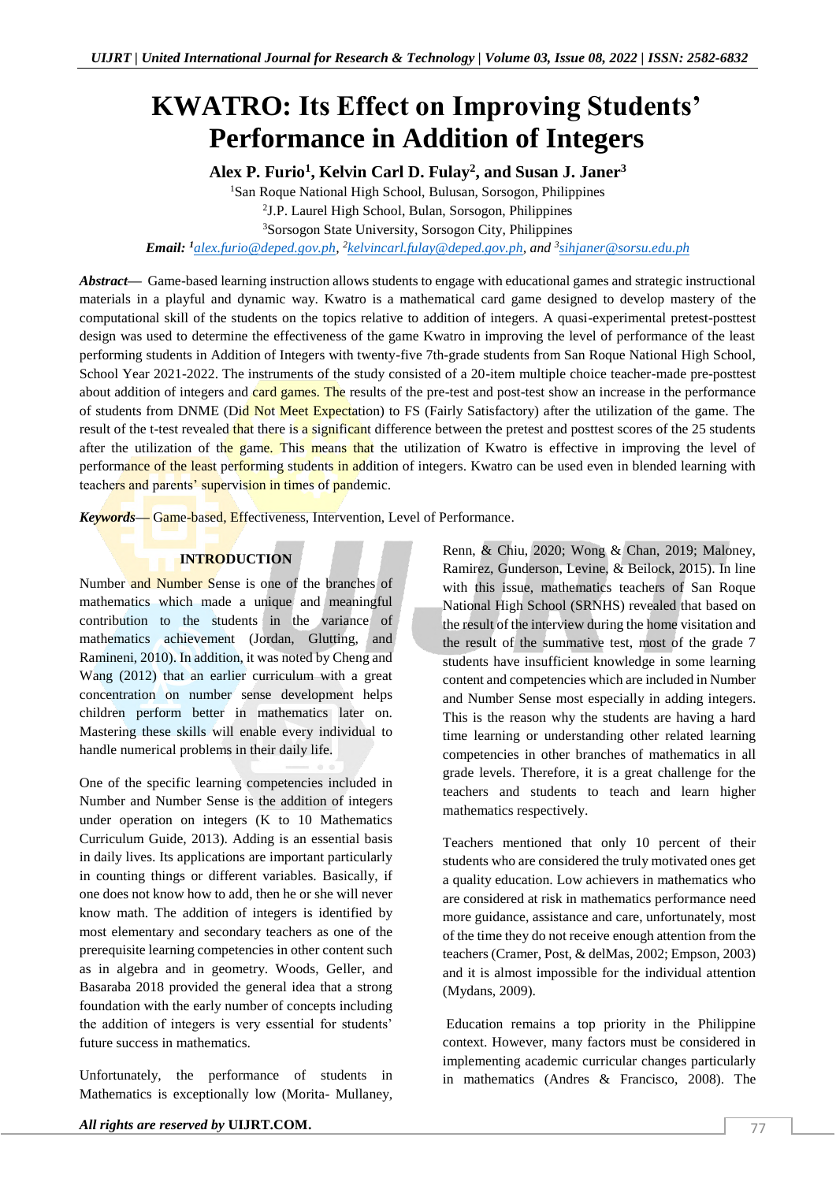# KWATRO: Its Effect on Improving Students' Performance in Addition of Integers

**Alex P. Furio[1], Kelvin Carl D. Fulay[2], and Susan J. Janer[3]**

[1]San Roque National High School, Bulusan, Sorsogon, Philippines
[2]J.P. Laurel High School, Bulan, Sorsogon, Philippines
[3]Sorsogon State University, Sorsogon City, Philippines

***Email:*** [1]alex.furio@deped.gov.ph, [2]kelvincarl.fulay@deped.gov.ph, *and* [3]sihjaner@sorsu.edu.ph

***Abstract*—** Game-based learning instruction allows students to engage with educational games and strategic instructional materials in a playful and dynamic way. Kwatro is a mathematical card game designed to develop mastery of the computational skill of the students on the topics relative to addition of integers. A quasi-experimental pretest-posttest design was used to determine the effectiveness of the game Kwatro in improving the level of performance of the least performing students in Addition of Integers with twenty-five 7th-grade students from San Roque National High School, School Year 2021-2022. The instruments of the study consisted of a 20-item multiple choice teacher-made pre-posttest about addition of integers and card games. The results of the pre-test and post-test show an increase in the performance of students from DNME (Did Not Meet Expectation) to FS (Fairly Satisfactory) after the utilization of the game. The result of the t-test revealed that there is a significant difference between the pretest and posttest scores of the 25 students after the utilization of the game. This means that the utilization of Kwatro is effective in improving the level of performance of the least performing students in addition of integers. Kwatro can be used even in blended learning with teachers and parents' supervision in times of pandemic.

***Keywords*—** Game-based, Effectiveness, Intervention, Level of Performance.

## INTRODUCTION

Number and Number Sense is one of the branches of mathematics which made a unique and meaningful contribution to the students in the variance of mathematics achievement (Jordan, Glutting, and Ramineni, 2010). In addition, it was noted by Cheng and Wang (2012) that an earlier curriculum with a great concentration on number sense development helps children perform better in mathematics later on. Mastering these skills will enable every individual to handle numerical problems in their daily life.

One of the specific learning competencies included in Number and Number Sense is the addition of integers under operation on integers (K to 10 Mathematics Curriculum Guide, 2013). Adding is an essential basis in daily lives. Its applications are important particularly in counting things or different variables. Basically, if one does not know how to add, then he or she will never know math. The addition of integers is identified by most elementary and secondary teachers as one of the prerequisite learning competencies in other content such as in algebra and in geometry. Woods, Geller, and Basaraba 2018 provided the general idea that a strong foundation with the early number of concepts including the addition of integers is very essential for students' future success in mathematics.

Unfortunately, the performance of students in Mathematics is exceptionally low (Morita- Mullaney, Renn, & Chiu, 2020; Wong & Chan, 2019; Maloney, Ramirez, Gunderson, Levine, & Beilock, 2015). In line with this issue, mathematics teachers of San Roque National High School (SRNHS) revealed that based on the result of the interview during the home visitation and the result of the summative test, most of the grade 7 students have insufficient knowledge in some learning content and competencies which are included in Number and Number Sense most especially in adding integers. This is the reason why the students are having a hard time learning or understanding other related learning competencies in other branches of mathematics in all grade levels. Therefore, it is a great challenge for the teachers and students to teach and learn higher mathematics respectively.

Teachers mentioned that only 10 percent of their students who are considered the truly motivated ones get a quality education. Low achievers in mathematics who are considered at risk in mathematics performance need more guidance, assistance and care, unfortunately, most of the time they do not receive enough attention from the teachers (Cramer, Post, & delMas, 2002; Empson, 2003) and it is almost impossible for the individual attention (Mydans, 2009).

Education remains a top priority in the Philippine context. However, many factors must be considered in implementing academic curricular changes particularly in mathematics (Andres & Francisco, 2008). The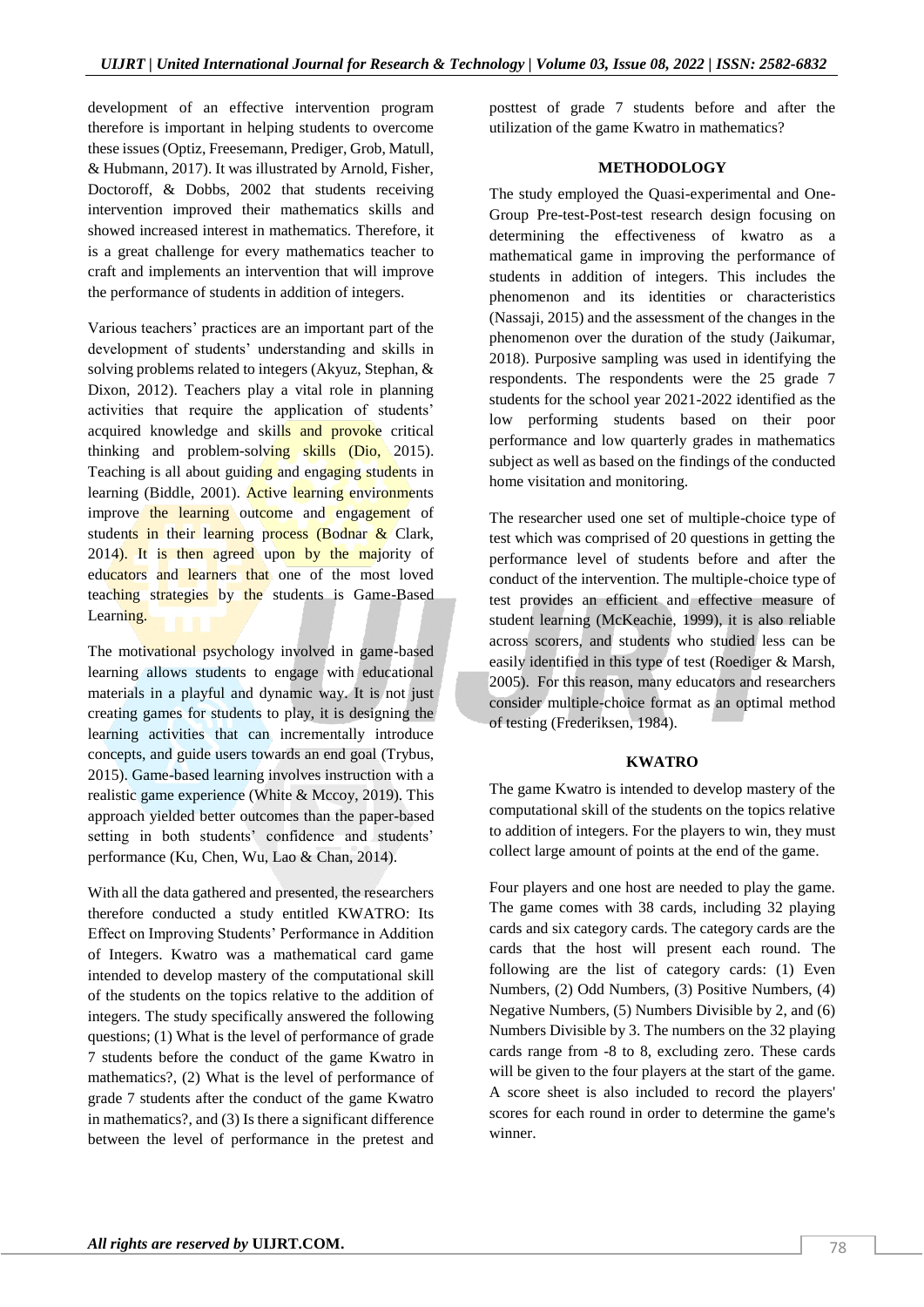development of an effective intervention program therefore is important in helping students to overcome these issues (Optiz, Freesemann, Prediger, Grob, Matull, & Hubmann, 2017). It was illustrated by Arnold, Fisher, Doctoroff, & Dobbs, 2002 that students receiving intervention improved their mathematics skills and showed increased interest in mathematics. Therefore, it is a great challenge for every mathematics teacher to craft and implements an intervention that will improve the performance of students in addition of integers.

Various teachers' practices are an important part of the development of students' understanding and skills in solving problems related to integers (Akyuz, Stephan, & Dixon, 2012). Teachers play a vital role in planning activities that require the application of students' acquired knowledge and skills and provoke critical thinking and problem-solving skills (Dio, 2015). Teaching is all about guiding and engaging students in learning (Biddle, 2001). Active learning environments improve the learning outcome and engagement of students in their learning process (Bodnar & Clark, 2014). It is then agreed upon by the majority of educators and learners that one of the most loved teaching strategies by the students is Game-Based Learning.

The motivational psychology involved in game-based learning allows students to engage with educational materials in a playful and dynamic way. It is not just creating games for students to play, it is designing the learning activities that can incrementally introduce concepts, and guide users towards an end goal (Trybus, 2015). Game-based learning involves instruction with a realistic game experience (White & Mccoy, 2019). This approach yielded better outcomes than the paper-based setting in both students' confidence and students' performance (Ku, Chen, Wu, Lao & Chan, 2014).

With all the data gathered and presented, the researchers therefore conducted a study entitled KWATRO: Its Effect on Improving Students' Performance in Addition of Integers. Kwatro was a mathematical card game intended to develop mastery of the computational skill of the students on the topics relative to the addition of integers. The study specifically answered the following questions; (1) What is the level of performance of grade 7 students before the conduct of the game Kwatro in mathematics?, (2) What is the level of performance of grade 7 students after the conduct of the game Kwatro in mathematics?, and (3) Is there a significant difference between the level of performance in the pretest and posttest of grade 7 students before and after the utilization of the game Kwatro in mathematics?

## METHODOLOGY

The study employed the Quasi-experimental and One-Group Pre-test-Post-test research design focusing on determining the effectiveness of kwatro as a mathematical game in improving the performance of students in addition of integers. This includes the phenomenon and its identities or characteristics (Nassaji, 2015) and the assessment of the changes in the phenomenon over the duration of the study (Jaikumar, 2018). Purposive sampling was used in identifying the respondents. The respondents were the 25 grade 7 students for the school year 2021-2022 identified as the low performing students based on their poor performance and low quarterly grades in mathematics subject as well as based on the findings of the conducted home visitation and monitoring.

The researcher used one set of multiple-choice type of test which was comprised of 20 questions in getting the performance level of students before and after the conduct of the intervention. The multiple-choice type of test provides an efficient and effective measure of student learning (McKeachie, 1999), it is also reliable across scorers, and students who studied less can be easily identified in this type of test (Roediger & Marsh, 2005). For this reason, many educators and researchers consider multiple-choice format as an optimal method of testing (Frederiksen, 1984).

## KWATRO

The game Kwatro is intended to develop mastery of the computational skill of the students on the topics relative to addition of integers. For the players to win, they must collect large amount of points at the end of the game.

Four players and one host are needed to play the game. The game comes with 38 cards, including 32 playing cards and six category cards. The category cards are the cards that the host will present each round. The following are the list of category cards: (1) Even Numbers, (2) Odd Numbers, (3) Positive Numbers, (4) Negative Numbers, (5) Numbers Divisible by 2, and (6) Numbers Divisible by 3. The numbers on the 32 playing cards range from -8 to 8, excluding zero. These cards will be given to the four players at the start of the game. A score sheet is also included to record the players' scores for each round in order to determine the game's winner.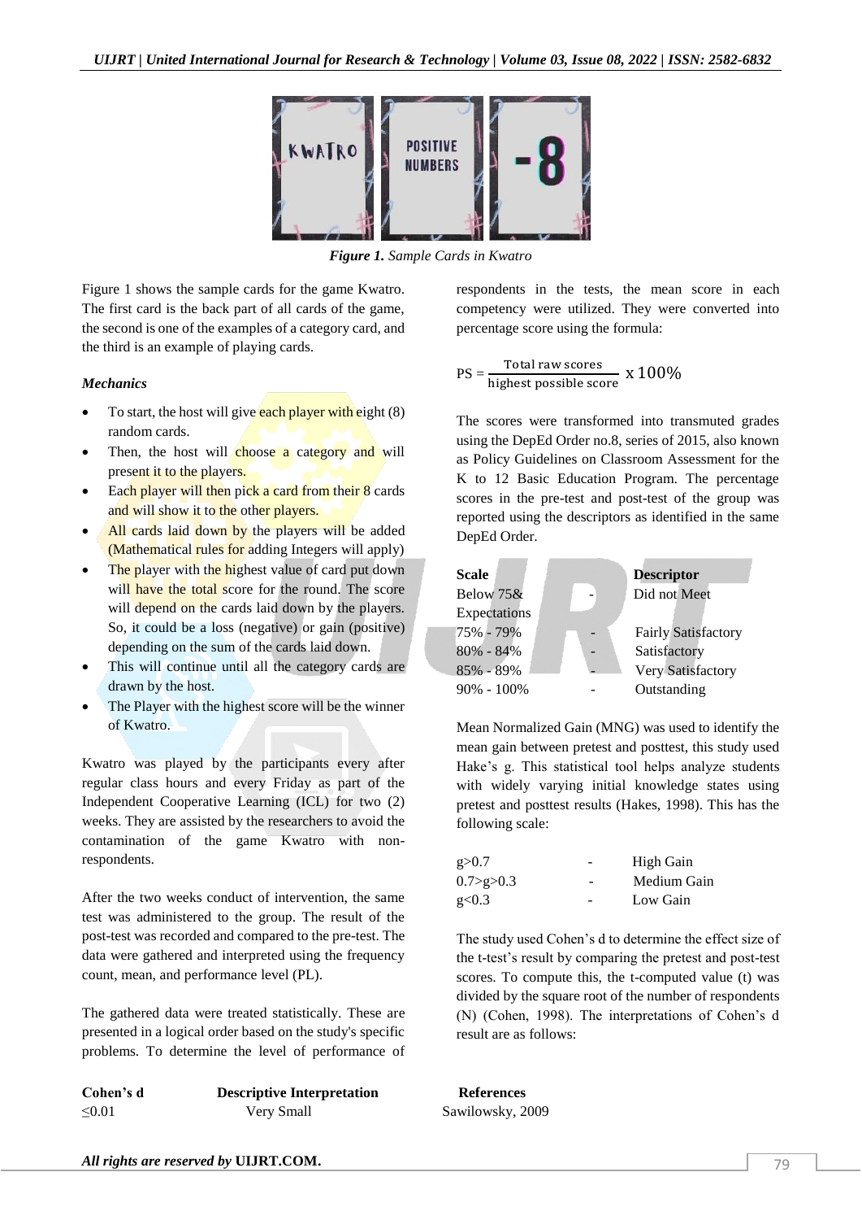*Figure 1. Sample Cards in Kwatro*

Figure 1 shows the sample cards for the game Kwatro. The first card is the back part of all cards of the game, the second is one of the examples of a category card, and the third is an example of playing cards.

### *Mechanics*

- To start, the host will give each player with eight (8) random cards.
- Then, the host will choose a category and will present it to the players.
- Each player will then pick a card from their 8 cards and will show it to the other players.
- All cards laid down by the players will be added (Mathematical rules for adding Integers will apply)
- The player with the highest value of card put down will have the total score for the round. The score will depend on the cards laid down by the players. So, it could be a loss (negative) or gain (positive) depending on the sum of the cards laid down.
- This will continue until all the category cards are drawn by the host.
- The Player with the highest score will be the winner of Kwatro.

Kwatro was played by the participants every after regular class hours and every Friday as part of the Independent Cooperative Learning (ICL) for two (2) weeks. They are assisted by the researchers to avoid the contamination of the game Kwatro with non-respondents.

After the two weeks conduct of intervention, the same test was administered to the group. The result of the post-test was recorded and compared to the pre-test. The data were gathered and interpreted using the frequency count, mean, and performance level (PL).

The gathered data were treated statistically. These are presented in a logical order based on the study's specific problems. To determine the level of performance of respondents in the tests, the mean score in each competency were utilized. They were converted into percentage score using the formula:

$$PS = \frac{\text{Total raw scores}}{\text{highest possible score}} \times 100\%$$

The scores were transformed into transmuted grades using the DepEd Order no.8, series of 2015, also known as Policy Guidelines on Classroom Assessment for the K to 12 Basic Education Program. The percentage scores in the pre-test and post-test of the group was reported using the descriptors as identified in the same DepEd Order.

| Scale | | Descriptor |
|---|---|---|
| Below 75& Expectations | - | Did not Meet |
| 75% - 79% | - | Fairly Satisfactory |
| 80% - 84% | - | Satisfactory |
| 85% - 89% | - | Very Satisfactory |
| 90% - 100% | - | Outstanding |

Mean Normalized Gain (MNG) was used to identify the mean gain between pretest and posttest, this study used Hake's g. This statistical tool helps analyze students with widely varying initial knowledge states using pretest and posttest results (Hakes, 1998). This has the following scale:

| | | |
|---|---|---|
| $g>0.7$ | - | High Gain |
| $0.7>g>0.3$ | - | Medium Gain |
| $g<0.3$ | - | Low Gain |

The study used Cohen's d to determine the effect size of the t-test's result by comparing the pretest and post-test scores. To compute this, the t-computed value (t) was divided by the square root of the number of respondents (N) (Cohen, 1998). The interpretations of Cohen's d result are as follows:

| Cohen's d | Descriptive Interpretation | References |
|---|---|---|
| ≤0.01 | Very Small | Sawilowsky, 2009 |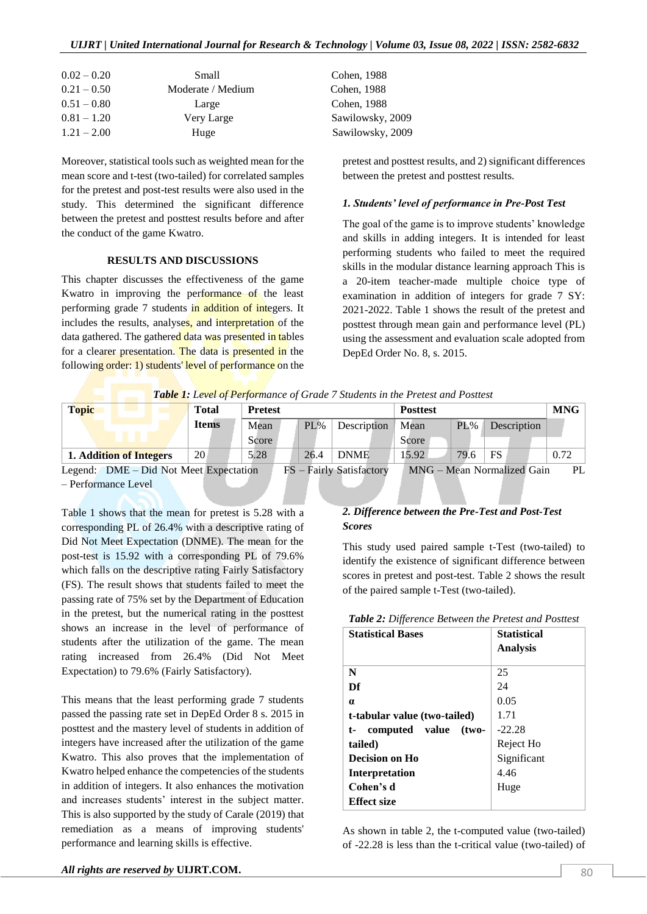| | | |
|---|---|---|
| 0.02 – 0.20 | Small | Cohen, 1988 |
| 0.21 – 0.50 | Moderate / Medium | Cohen, 1988 |
| 0.51 – 0.80 | Large | Cohen, 1988 |
| 0.81 – 1.20 | Very Large | Sawilowsky, 2009 |
| 1.21 – 2.00 | Huge | Sawilowsky, 2009 |

Moreover, statistical tools such as weighted mean for the mean score and t-test (two-tailed) for correlated samples for the pretest and post-test results were also used in the study. This determined the significant difference between the pretest and posttest results before and after the conduct of the game Kwatro.

## RESULTS AND DISCUSSIONS

This chapter discusses the effectiveness of the game Kwatro in improving the performance of the least performing grade 7 students in addition of integers. It includes the results, analyses, and interpretation of the data gathered. The gathered data was presented in tables for a clearer presentation. The data is presented in the following order: 1) students' level of performance on the pretest and posttest results, and 2) significant differences between the pretest and posttest results.

### *1. Students' level of performance in Pre-Post Test*

The goal of the game is to improve students' knowledge and skills in adding integers. It is intended for least performing students who failed to meet the required skills in the modular distance learning approach This is a 20-item teacher-made multiple choice type of examination in addition of integers for grade 7 SY: 2021-2022. Table 1 shows the result of the pretest and posttest through mean gain and performance level (PL) using the assessment and evaluation scale adopted from DepEd Order No. 8, s. 2015.

***Table 1:*** *Level of Performance of Grade 7 Students in the Pretest and Posttest*

| Topic | Total Items | Pretest | | | Posttest | | | MNG |
|---|---|---|---|---|---|---|---|---|
| | | Mean Score | PL% | Description | Mean Score | PL% | Description | |
| **1. Addition of Integers** | 20 | 5.28 | 26.4 | DNME | 15.92 | 79.6 | FS | 0.72 |

Legend: DME – Did Not Meet Expectation FS – Fairly Satisfactory MNG – Mean Normalized Gain PL – Performance Level

Table 1 shows that the mean for pretest is 5.28 with a corresponding PL of 26.4% with a descriptive rating of Did Not Meet Expectation (DNME). The mean for the post-test is 15.92 with a corresponding PL of 79.6% which falls on the descriptive rating Fairly Satisfactory (FS). The result shows that students failed to meet the passing rate of 75% set by the Department of Education in the pretest, but the numerical rating in the posttest shows an increase in the level of performance of students after the utilization of the game. The mean rating increased from 26.4% (Did Not Meet Expectation) to 79.6% (Fairly Satisfactory).

This means that the least performing grade 7 students passed the passing rate set in DepEd Order 8 s. 2015 in posttest and the mastery level of students in addition of integers have increased after the utilization of the game Kwatro. This also proves that the implementation of Kwatro helped enhance the competencies of the students in addition of integers. It also enhances the motivation and increases students' interest in the subject matter. This is also supported by the study of Carale (2019) that remediation as a means of improving students' performance and learning skills is effective.

### *2. Difference between the Pre-Test and Post-Test Scores*

This study used paired sample t-Test (two-tailed) to identify the existence of significant difference between scores in pretest and post-test. Table 2 shows the result of the paired sample t-Test (two-tailed).

***Table 2:*** *Difference Between the Pretest and Posttest*

| Statistical Bases | Statistical Analysis |
|---|---|
| **N** | 25 |
| **Df** | 24 |
| **α** | 0.05 |
| **t-tabular value (two-tailed)** | 1.71 |
| **t- computed value (two-tailed)** | -22.28 |
| **Decision on Ho** | Reject Ho |
| **Interpretation** | Significant |
| **Cohen's d** | 4.46 |
| **Effect size** | Huge |

As shown in table 2, the t-computed value (two-tailed) of -22.28 is less than the t-critical value (two-tailed) of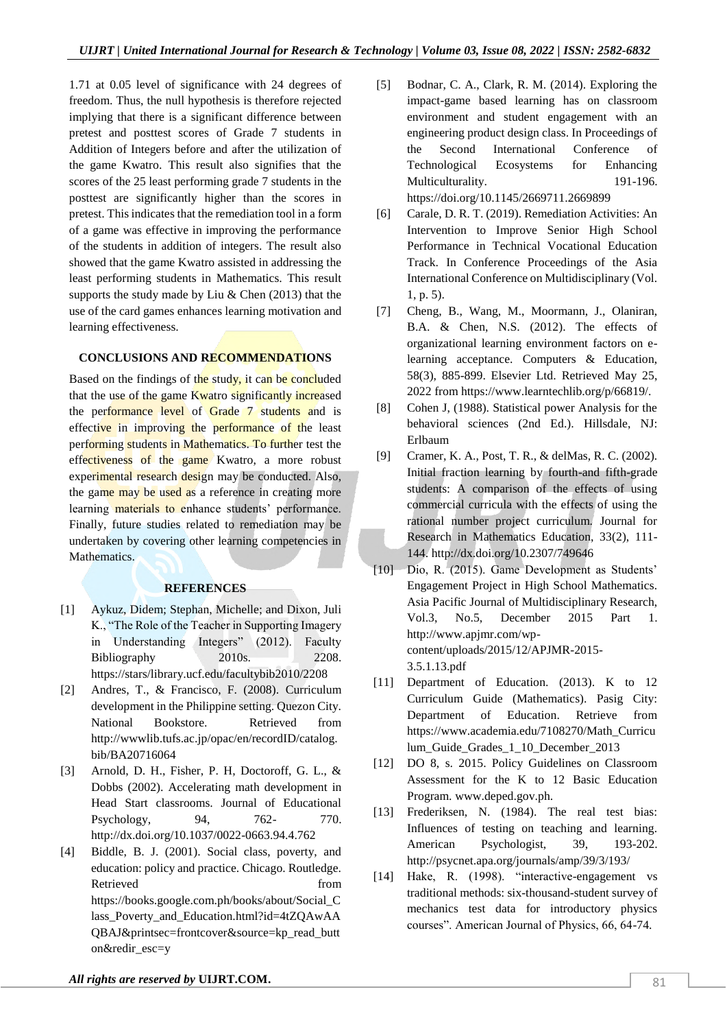1.71 at 0.05 level of significance with 24 degrees of freedom. Thus, the null hypothesis is therefore rejected implying that there is a significant difference between pretest and posttest scores of Grade 7 students in Addition of Integers before and after the utilization of the game Kwatro. This result also signifies that the scores of the 25 least performing grade 7 students in the posttest are significantly higher than the scores in pretest. This indicates that the remediation tool in a form of a game was effective in improving the performance of the students in addition of integers. The result also showed that the game Kwatro assisted in addressing the least performing students in Mathematics. This result supports the study made by Liu & Chen (2013) that the use of the card games enhances learning motivation and learning effectiveness.

## CONCLUSIONS AND RECOMMENDATIONS

Based on the findings of the study, it can be concluded that the use of the game Kwatro significantly increased the performance level of Grade 7 students and is effective in improving the performance of the least performing students in Mathematics. To further test the effectiveness of the game Kwatro, a more robust experimental research design may be conducted. Also, the game may be used as a reference in creating more learning materials to enhance students' performance. Finally, future studies related to remediation may be undertaken by covering other learning competencies in Mathematics.

## REFERENCES

[1] Aykuz, Didem; Stephan, Michelle; and Dixon, Juli K., "The Role of the Teacher in Supporting Imagery in Understanding Integers" (2012). Faculty Bibliography 2010s. 2208. https://stars/library.ucf.edu/facultybib2010/2208

[2] Andres, T., & Francisco, F. (2008). Curriculum development in the Philippine setting. Quezon City. National Bookstore. Retrieved from http://wwwlib.tufs.ac.jp/opac/en/recordID/catalog.bib/BA20716064

[3] Arnold, D. H., Fisher, P. H, Doctoroff, G. L., & Dobbs (2002). Accelerating math development in Head Start classrooms. Journal of Educational Psychology, 94, 762- 770. http://dx.doi.org/10.1037/0022-0663.94.4.762

[4] Biddle, B. J. (2001). Social class, poverty, and education: policy and practice. Chicago. Routledge. Retrieved from https://books.google.com.ph/books/about/Social_Class_Poverty_and_Education.html?id=4tZQAwAAQBAJ&printsec=frontcover&source=kp_read_button&redir_esc=y

[5] Bodnar, C. A., Clark, R. M. (2014). Exploring the impact-game based learning has on classroom environment and student engagement with an engineering product design class. In Proceedings of the Second International Conference of Technological Ecosystems for Enhancing Multiculturality. 191-196. https://doi.org/10.1145/2669711.2669899

[6] Carale, D. R. T. (2019). Remediation Activities: An Intervention to Improve Senior High School Performance in Technical Vocational Education Track. In Conference Proceedings of the Asia International Conference on Multidisciplinary (Vol. 1, p. 5).

[7] Cheng, B., Wang, M., Moormann, J., Olaniran, B.A. & Chen, N.S. (2012). The effects of organizational learning environment factors on e-learning acceptance. Computers & Education, 58(3), 885-899. Elsevier Ltd. Retrieved May 25, 2022 from https://www.learntechlib.org/p/66819/.

[8] Cohen J, (1988). Statistical power Analysis for the behavioral sciences (2nd Ed.). Hillsdale, NJ: Erlbaum

[9] Cramer, K. A., Post, T. R., & delMas, R. C. (2002). Initial fraction learning by fourth-and fifth-grade students: A comparison of the effects of using commercial curricula with the effects of using the rational number project curriculum. Journal for Research in Mathematics Education, 33(2), 111-144. http://dx.doi.org/10.2307/749646

[10] Dio, R. (2015). Game Development as Students' Engagement Project in High School Mathematics. Asia Pacific Journal of Multidisciplinary Research, Vol.3, No.5, December 2015 Part 1. http://www.apjmr.com/wp-content/uploads/2015/12/APJMR-2015-3.5.1.13.pdf

[11] Department of Education. (2013). K to 12 Curriculum Guide (Mathematics). Pasig City: Department of Education. Retrieve from https://www.academia.edu/7108270/Math_Curriculum_Guide_Grades_1_10_December_2013

[12] DO 8, s. 2015. Policy Guidelines on Classroom Assessment for the K to 12 Basic Education Program. www.deped.gov.ph.

[13] Frederiksen, N. (1984). The real test bias: Influences of testing on teaching and learning. American Psychologist, 39, 193-202. http://psycnet.apa.org/journals/amp/39/3/193/

[14] Hake, R. (1998). "interactive-engagement vs traditional methods: six-thousand-student survey of mechanics test data for introductory physics courses". American Journal of Physics, 66, 64-74.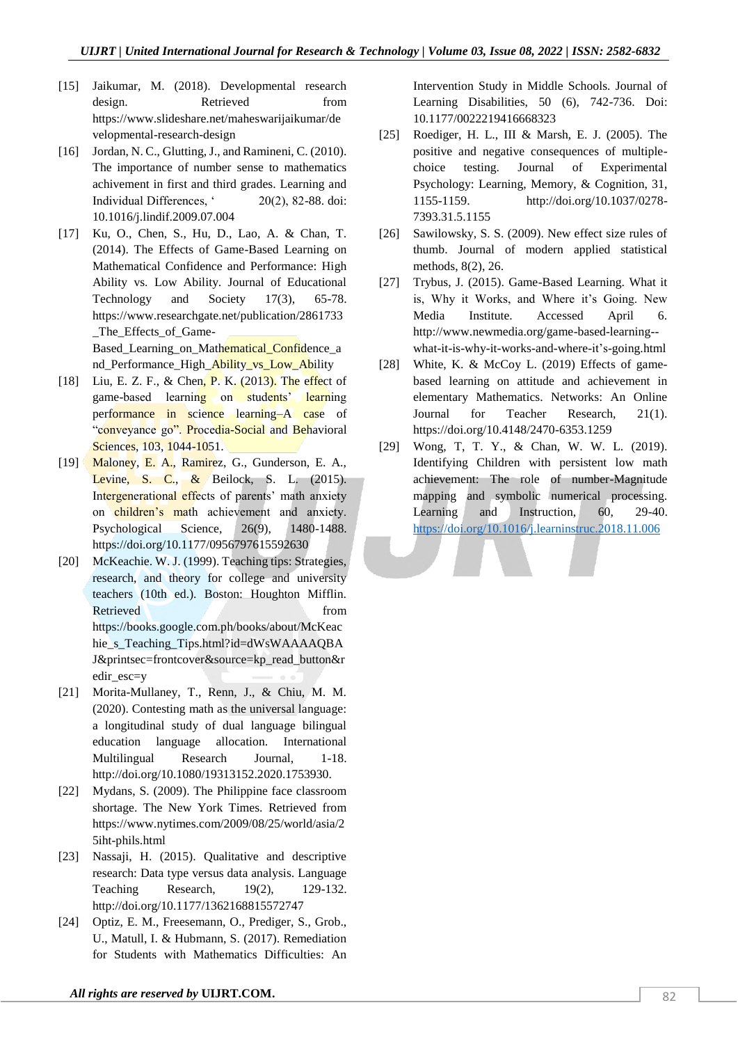[15] Jaikumar, M. (2018). Developmental research design. Retrieved from https://www.slideshare.net/maheswarijaikumar/developmental-research-design

[16] Jordan, N. C., Glutting, J., and Ramineni, C. (2010). The importance of number sense to mathematics achievement in first and third grades. Learning and Individual Differences, ‘ 20(2), 82-88. doi: 10.1016/j.lindif.2009.07.004

[17] Ku, O., Chen, S., Hu, D., Lao, A. & Chan, T. (2014). The Effects of Game-Based Learning on Mathematical Confidence and Performance: High Ability vs. Low Ability. Journal of Educational Technology and Society 17(3), 65-78. https://www.researchgate.net/publication/2861733_The_Effects_of_Game-Based_Learning_on_Mathematical_Confidence_and_Performance_High_Ability_vs_Low_Ability

[18] Liu, E. Z. F., & Chen, P. K. (2013). The effect of game-based learning on students' learning performance in science learning–A case of "conveyance go". Procedia-Social and Behavioral Sciences, 103, 1044-1051.

[19] Maloney, E. A., Ramirez, G., Gunderson, E. A., Levine, S. C., & Beilock, S. L. (2015). Intergenerational effects of parents' math anxiety on children's math achievement and anxiety. Psychological Science, 26(9), 1480-1488. https://doi.org/10.1177/0956797615592630

[20] McKeachie. W. J. (1999). Teaching tips: Strategies, research, and theory for college and university teachers (10th ed.). Boston: Houghton Mifflin. Retrieved from https://books.google.com.ph/books/about/McKeachie_s_Teaching_Tips.html?id=dWsWAAAAQBAJ&printsec=frontcover&source=kp_read_button&redir_esc=y

[21] Morita-Mullaney, T., Renn, J., & Chiu, M. M. (2020). Contesting math as the universal language: a longitudinal study of dual language bilingual education language allocation. International Multilingual Research Journal, 1-18. http://doi.org/10.1080/19313152.2020.1753930.

[22] Mydans, S. (2009). The Philippine face classroom shortage. The New York Times. Retrieved from https://www.nytimes.com/2009/08/25/world/asia/25iht-phils.html

[23] Nassaji, H. (2015). Qualitative and descriptive research: Data type versus data analysis. Language Teaching Research, 19(2), 129-132. http://doi.org/10.1177/1362168815572747

[24] Optiz, E. M., Freesemann, O., Prediger, S., Grob., U., Matull, I. & Hubmann, S. (2017). Remediation for Students with Mathematics Difficulties: An Intervention Study in Middle Schools. Journal of Learning Disabilities, 50 (6), 742-736. Doi: 10.1177/0022219416668323

[25] Roediger, H. L., III & Marsh, E. J. (2005). The positive and negative consequences of multiple-choice testing. Journal of Experimental Psychology: Learning, Memory, & Cognition, 31, 1155-1159. http://doi.org/10.1037/0278-7393.31.5.1155

[26] Sawilowsky, S. S. (2009). New effect size rules of thumb. Journal of modern applied statistical methods, 8(2), 26.

[27] Trybus, J. (2015). Game-Based Learning. What it is, Why it Works, and Where it's Going. New Media Institute. Accessed April 6. http://www.newmedia.org/game-based-learning--what-it-is-why-it-works-and-where-it's-going.html

[28] White, K. & McCoy L. (2019) Effects of game-based learning on attitude and achievement in elementary Mathematics. Networks: An Online Journal for Teacher Research, 21(1). https://doi.org/10.4148/2470-6353.1259

[29] Wong, T, T. Y., & Chan, W. W. L. (2019). Identifying Children with persistent low math achievement: The role of number-Magnitude mapping and symbolic numerical processing. Learning and Instruction, 60, 29-40. https://doi.org/10.1016/j.learninstruc.2018.11.006